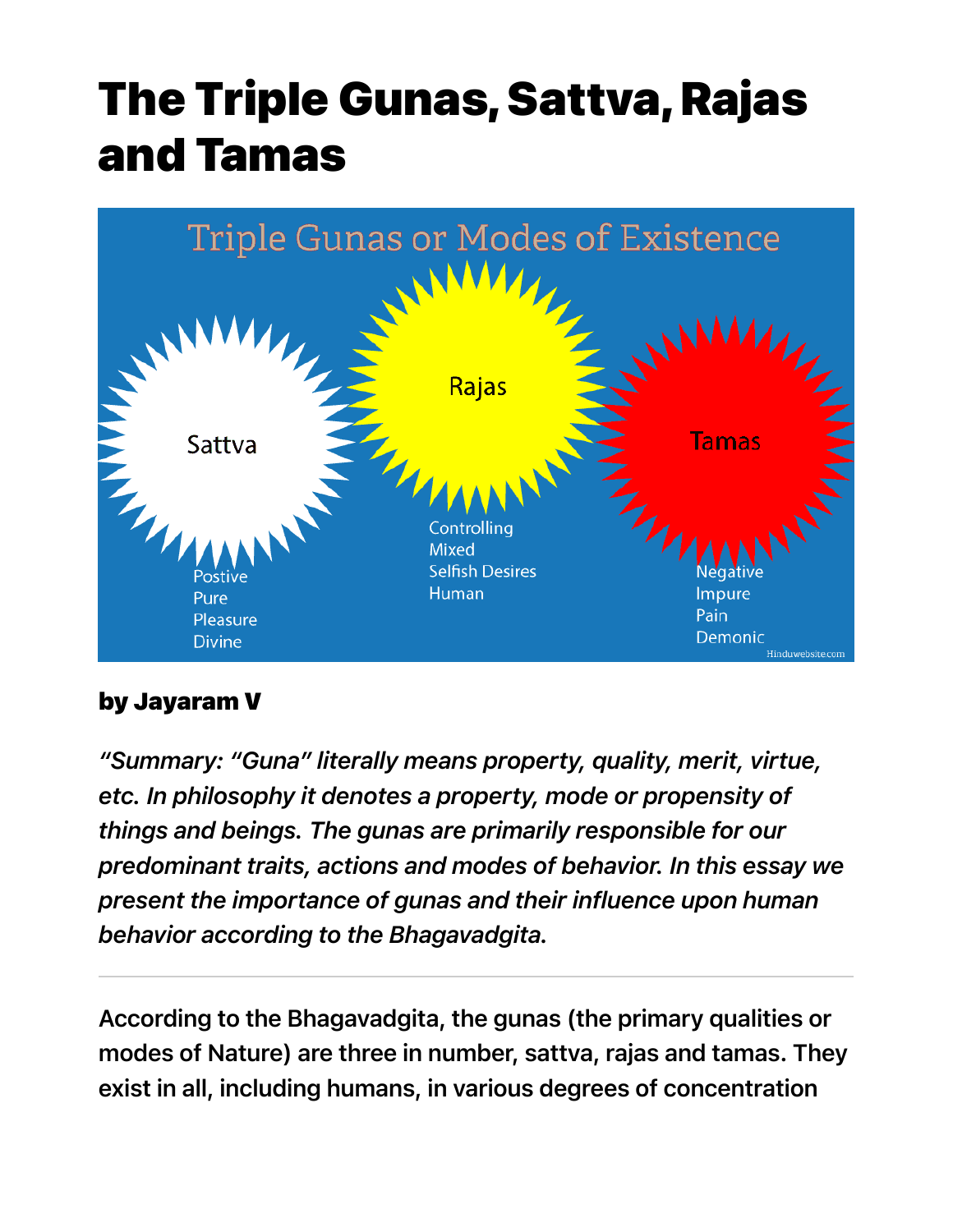# The Triple Gunas, Sattva, Rajas and Tamas

Triple Gunas or Modes of Existence

Sattva — Postive, Pure, Pleasure, Divine

Rajas — Controlling, Mixed, Selfish Desires, Human

Tamas — Negative, Impure, Pain, Demonic

Hinduwebsite.com

**by Jayaram V**

***"Summary: "Guna" literally means property, quality, merit, virtue, etc. In philosophy it denotes a property, mode or propensity of things and beings. The gunas are primarily responsible for our predominant traits, actions and modes of behavior. In this essay we present the importance of gunas and their influence upon human behavior according to the Bhagavadgita.***

---

According to the Bhagavadgita, the gunas (the primary qualities or modes of Nature) are three in number, sattva, rajas and tamas. They exist in all, including humans, in various degrees of concentration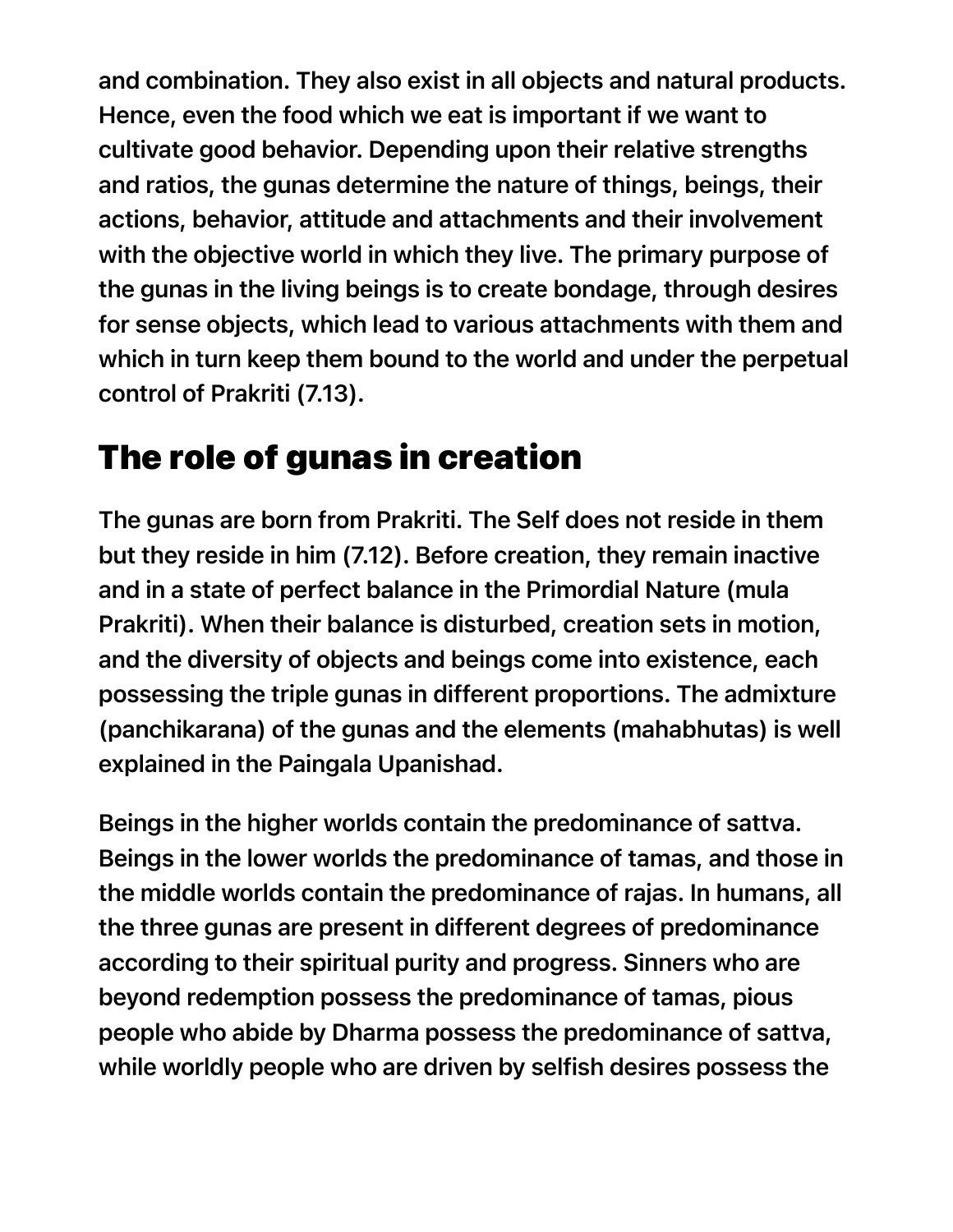and combination. They also exist in all objects and natural products. Hence, even the food which we eat is important if we want to cultivate good behavior. Depending upon their relative strengths and ratios, the gunas determine the nature of things, beings, their actions, behavior, attitude and attachments and their involvement with the objective world in which they live. The primary purpose of the gunas in the living beings is to create bondage, through desires for sense objects, which lead to various attachments with them and which in turn keep them bound to the world and under the perpetual control of Prakriti (7.13).

## The role of gunas in creation

The gunas are born from Prakriti. The Self does not reside in them but they reside in him (7.12). Before creation, they remain inactive and in a state of perfect balance in the Primordial Nature (mula Prakriti). When their balance is disturbed, creation sets in motion, and the diversity of objects and beings come into existence, each possessing the triple gunas in different proportions. The admixture (panchikarana) of the gunas and the elements (mahabhutas) is well explained in the Paingala Upanishad.

Beings in the higher worlds contain the predominance of sattva. Beings in the lower worlds the predominance of tamas, and those in the middle worlds contain the predominance of rajas. In humans, all the three gunas are present in different degrees of predominance according to their spiritual purity and progress. Sinners who are beyond redemption possess the predominance of tamas, pious people who abide by Dharma possess the predominance of sattva, while worldly people who are driven by selfish desires possess the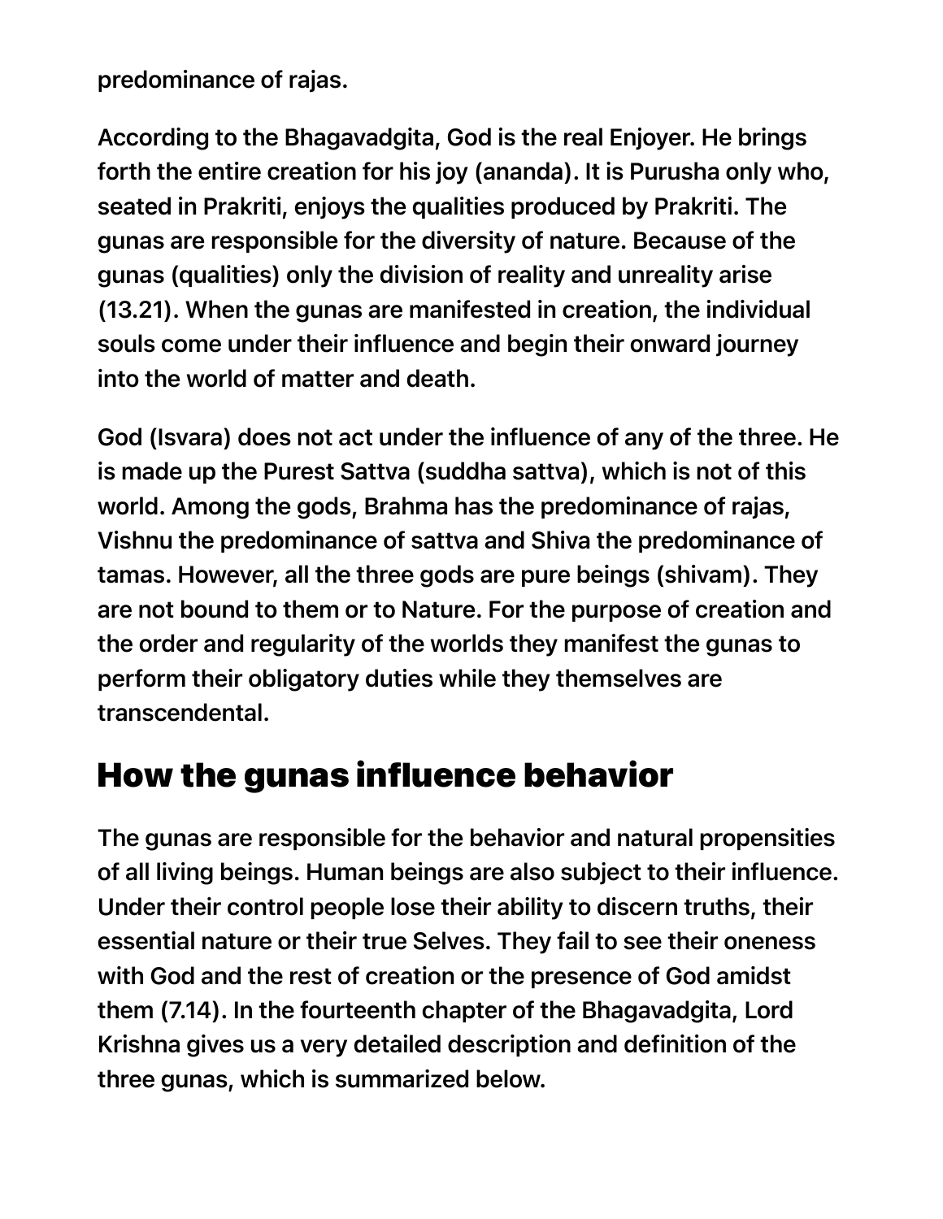predominance of rajas.

According to the Bhagavadgita, God is the real Enjoyer. He brings forth the entire creation for his joy (ananda). It is Purusha only who, seated in Prakriti, enjoys the qualities produced by Prakriti. The gunas are responsible for the diversity of nature. Because of the gunas (qualities) only the division of reality and unreality arise (13.21). When the gunas are manifested in creation, the individual souls come under their influence and begin their onward journey into the world of matter and death.

God (Isvara) does not act under the influence of any of the three. He is made up the Purest Sattva (suddha sattva), which is not of this world. Among the gods, Brahma has the predominance of rajas, Vishnu the predominance of sattva and Shiva the predominance of tamas. However, all the three gods are pure beings (shivam). They are not bound to them or to Nature. For the purpose of creation and the order and regularity of the worlds they manifest the gunas to perform their obligatory duties while they themselves are transcendental.

## How the gunas influence behavior

The gunas are responsible for the behavior and natural propensities of all living beings. Human beings are also subject to their influence. Under their control people lose their ability to discern truths, their essential nature or their true Selves. They fail to see their oneness with God and the rest of creation or the presence of God amidst them (7.14). In the fourteenth chapter of the Bhagavadgita, Lord Krishna gives us a very detailed description and definition of the three gunas, which is summarized below.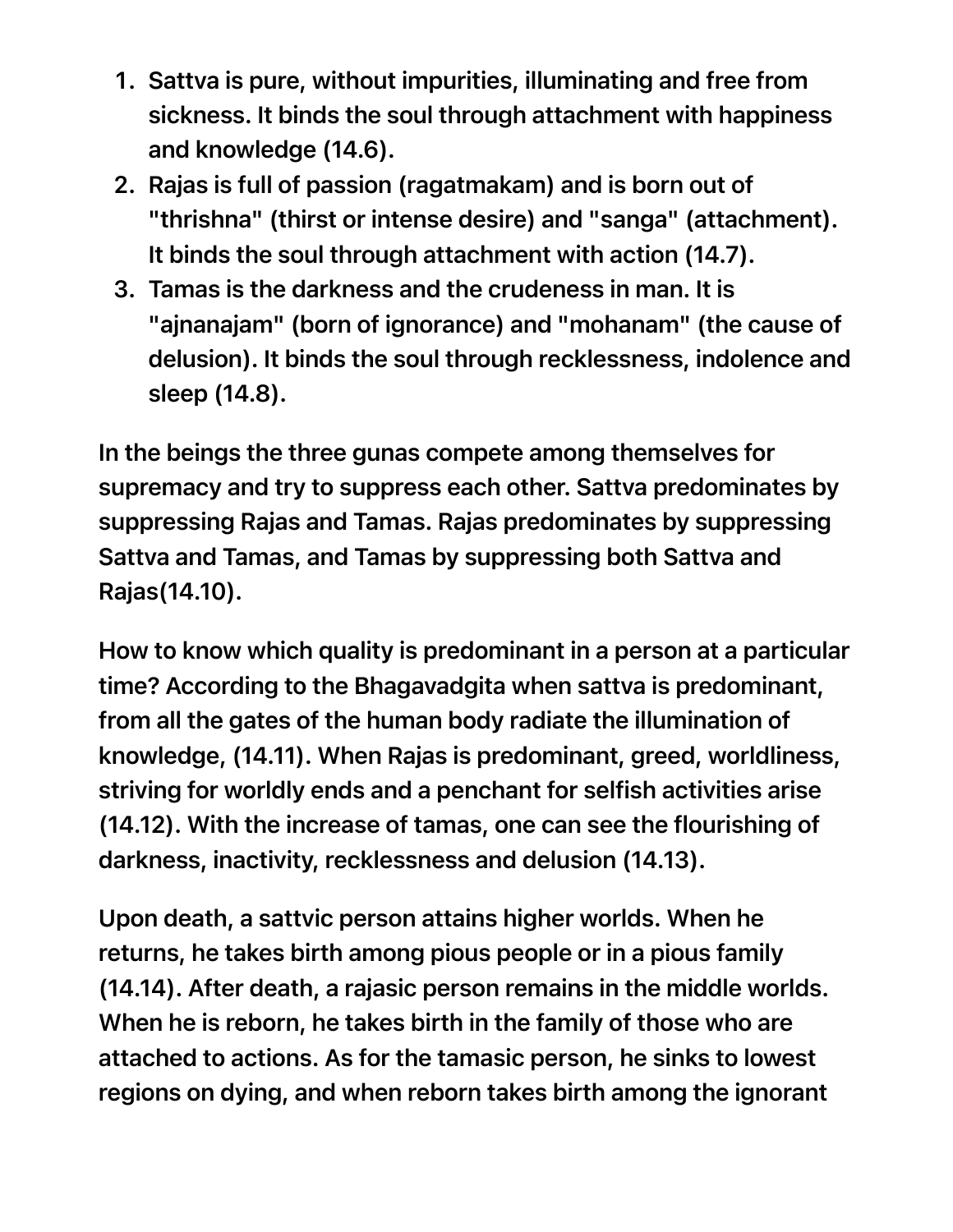1. Sattva is pure, without impurities, illuminating and free from sickness. It binds the soul through attachment with happiness and knowledge (14.6).
2. Rajas is full of passion (ragatmakam) and is born out of "thrishna" (thirst or intense desire) and "sanga" (attachment). It binds the soul through attachment with action (14.7).
3. Tamas is the darkness and the crudeness in man. It is "ajnanajam" (born of ignorance) and "mohanam" (the cause of delusion). It binds the soul through recklessness, indolence and sleep (14.8).

In the beings the three gunas compete among themselves for supremacy and try to suppress each other. Sattva predominates by suppressing Rajas and Tamas. Rajas predominates by suppressing Sattva and Tamas, and Tamas by suppressing both Sattva and Rajas(14.10).

How to know which quality is predominant in a person at a particular time? According to the Bhagavadgita when sattva is predominant, from all the gates of the human body radiate the illumination of knowledge, (14.11). When Rajas is predominant, greed, worldliness, striving for worldly ends and a penchant for selfish activities arise (14.12). With the increase of tamas, one can see the flourishing of darkness, inactivity, recklessness and delusion (14.13).

Upon death, a sattvic person attains higher worlds. When he returns, he takes birth among pious people or in a pious family (14.14). After death, a rajasic person remains in the middle worlds. When he is reborn, he takes birth in the family of those who are attached to actions. As for the tamasic person, he sinks to lowest regions on dying, and when reborn takes birth among the ignorant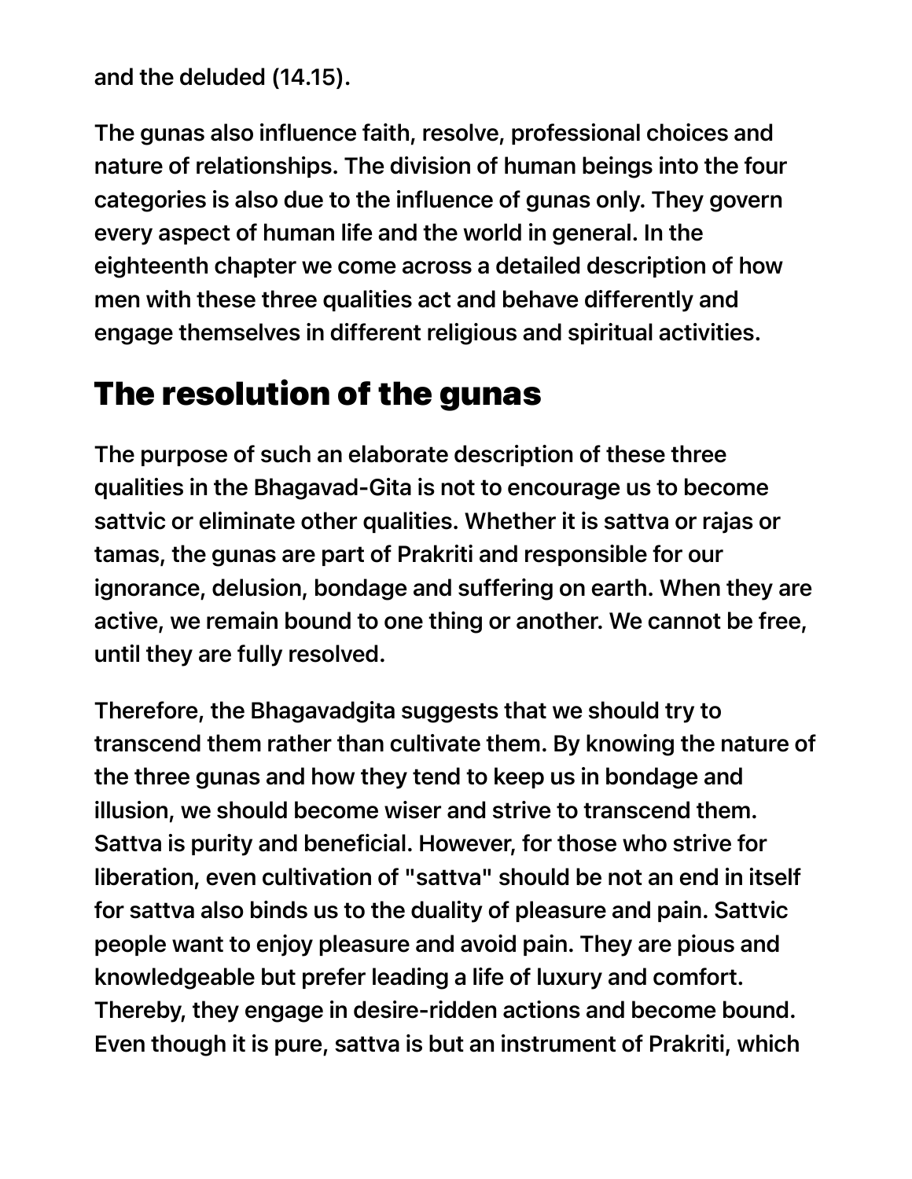and the deluded (14.15).

The gunas also influence faith, resolve, professional choices and nature of relationships. The division of human beings into the four categories is also due to the influence of gunas only. They govern every aspect of human life and the world in general. In the eighteenth chapter we come across a detailed description of how men with these three qualities act and behave differently and engage themselves in different religious and spiritual activities.

## The resolution of the gunas

The purpose of such an elaborate description of these three qualities in the Bhagavad-Gita is not to encourage us to become sattvic or eliminate other qualities. Whether it is sattva or rajas or tamas, the gunas are part of Prakriti and responsible for our ignorance, delusion, bondage and suffering on earth. When they are active, we remain bound to one thing or another. We cannot be free, until they are fully resolved.

Therefore, the Bhagavadgita suggests that we should try to transcend them rather than cultivate them. By knowing the nature of the three gunas and how they tend to keep us in bondage and illusion, we should become wiser and strive to transcend them. Sattva is purity and beneficial. However, for those who strive for liberation, even cultivation of "sattva" should be not an end in itself for sattva also binds us to the duality of pleasure and pain. Sattvic people want to enjoy pleasure and avoid pain. They are pious and knowledgeable but prefer leading a life of luxury and comfort. Thereby, they engage in desire-ridden actions and become bound. Even though it is pure, sattva is but an instrument of Prakriti, which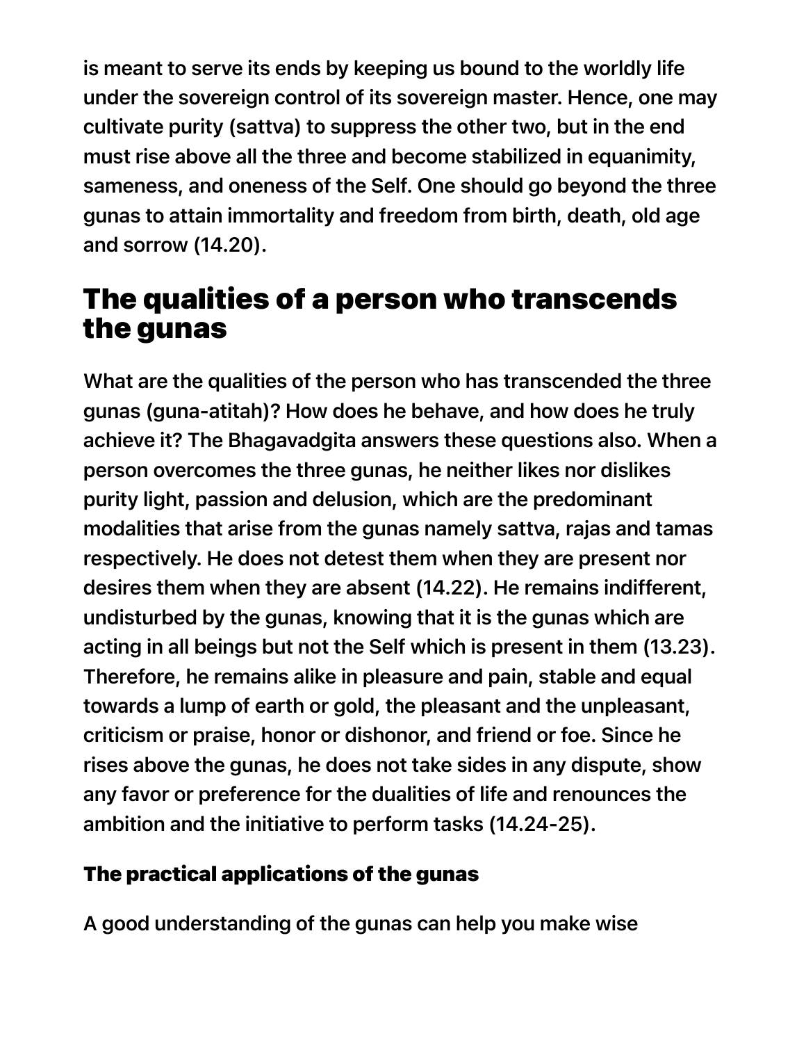is meant to serve its ends by keeping us bound to the worldly life under the sovereign control of its sovereign master. Hence, one may cultivate purity (sattva) to suppress the other two, but in the end must rise above all the three and become stabilized in equanimity, sameness, and oneness of the Self. One should go beyond the three gunas to attain immortality and freedom from birth, death, old age and sorrow (14.20).

## The qualities of a person who transcends the gunas

What are the qualities of the person who has transcended the three gunas (guna-atitah)? How does he behave, and how does he truly achieve it? The Bhagavadgita answers these questions also. When a person overcomes the three gunas, he neither likes nor dislikes purity light, passion and delusion, which are the predominant modalities that arise from the gunas namely sattva, rajas and tamas respectively. He does not detest them when they are present nor desires them when they are absent (14.22). He remains indifferent, undisturbed by the gunas, knowing that it is the gunas which are acting in all beings but not the Self which is present in them (13.23). Therefore, he remains alike in pleasure and pain, stable and equal towards a lump of earth or gold, the pleasant and the unpleasant, criticism or praise, honor or dishonor, and friend or foe. Since he rises above the gunas, he does not take sides in any dispute, show any favor or preference for the dualities of life and renounces the ambition and the initiative to perform tasks (14.24-25).

### The practical applications of the gunas

A good understanding of the gunas can help you make wise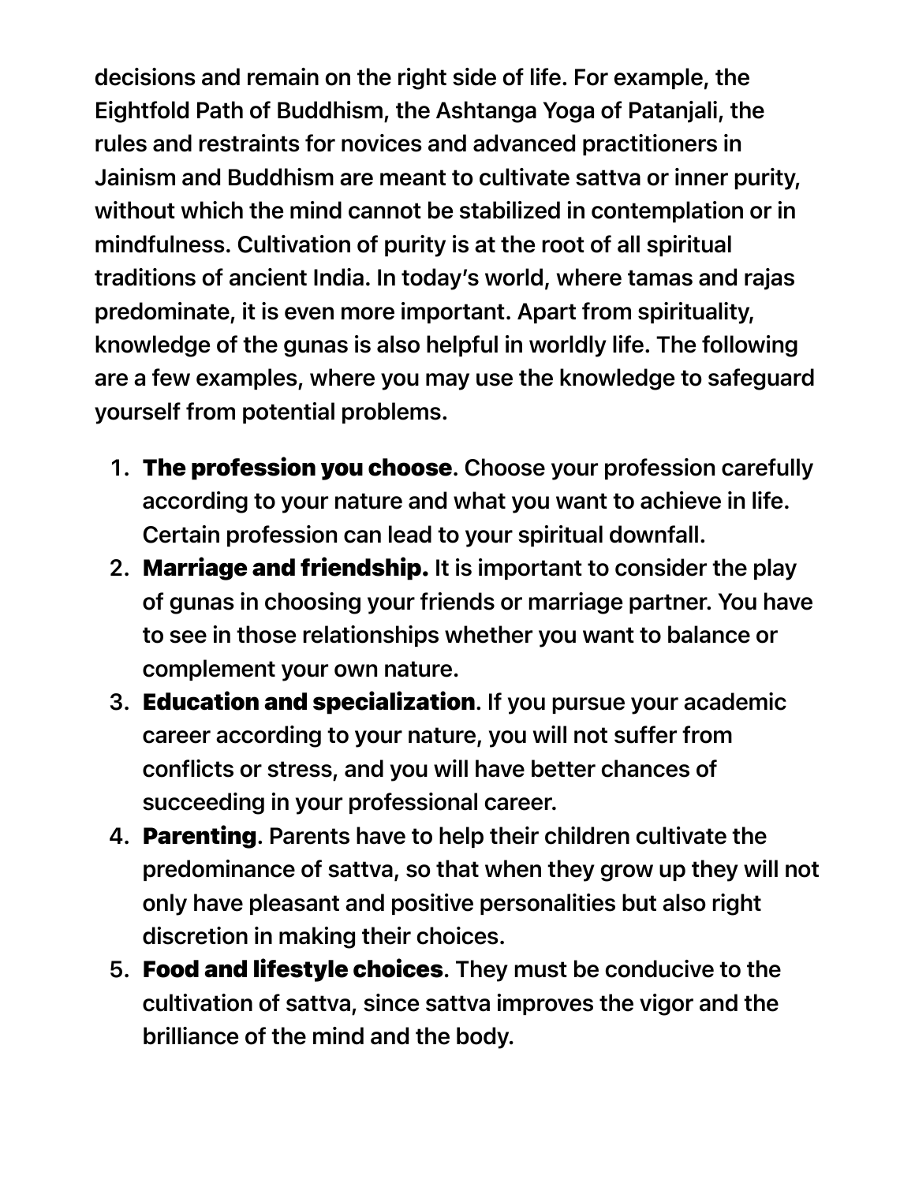decisions and remain on the right side of life. For example, the Eightfold Path of Buddhism, the Ashtanga Yoga of Patanjali, the rules and restraints for novices and advanced practitioners in Jainism and Buddhism are meant to cultivate sattva or inner purity, without which the mind cannot be stabilized in contemplation or in mindfulness. Cultivation of purity is at the root of all spiritual traditions of ancient India. In today's world, where tamas and rajas predominate, it is even more important. Apart from spirituality, knowledge of the gunas is also helpful in worldly life. The following are a few examples, where you may use the knowledge to safeguard yourself from potential problems.

1. **The profession you choose**. Choose your profession carefully according to your nature and what you want to achieve in life. Certain profession can lead to your spiritual downfall.
2. **Marriage and friendship.** It is important to consider the play of gunas in choosing your friends or marriage partner. You have to see in those relationships whether you want to balance or complement your own nature.
3. **Education and specialization**. If you pursue your academic career according to your nature, you will not suffer from conflicts or stress, and you will have better chances of succeeding in your professional career.
4. **Parenting**. Parents have to help their children cultivate the predominance of sattva, so that when they grow up they will not only have pleasant and positive personalities but also right discretion in making their choices.
5. **Food and lifestyle choices**. They must be conducive to the cultivation of sattva, since sattva improves the vigor and the brilliance of the mind and the body.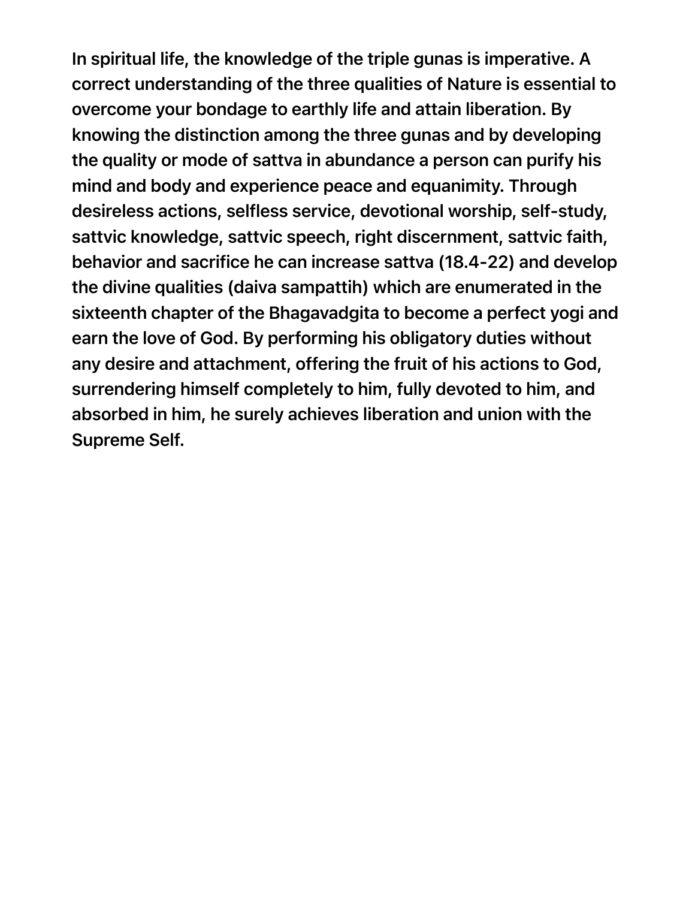In spiritual life, the knowledge of the triple gunas is imperative. A correct understanding of the three qualities of Nature is essential to overcome your bondage to earthly life and attain liberation. By knowing the distinction among the three gunas and by developing the quality or mode of sattva in abundance a person can purify his mind and body and experience peace and equanimity. Through desireless actions, selfless service, devotional worship, self-study, sattvic knowledge, sattvic speech, right discernment, sattvic faith, behavior and sacrifice he can increase sattva (18.4-22) and develop the divine qualities (daiva sampattih) which are enumerated in the sixteenth chapter of the Bhagavadgita to become a perfect yogi and earn the love of God. By performing his obligatory duties without any desire and attachment, offering the fruit of his actions to God, surrendering himself completely to him, fully devoted to him, and absorbed in him, he surely achieves liberation and union with the Supreme Self.